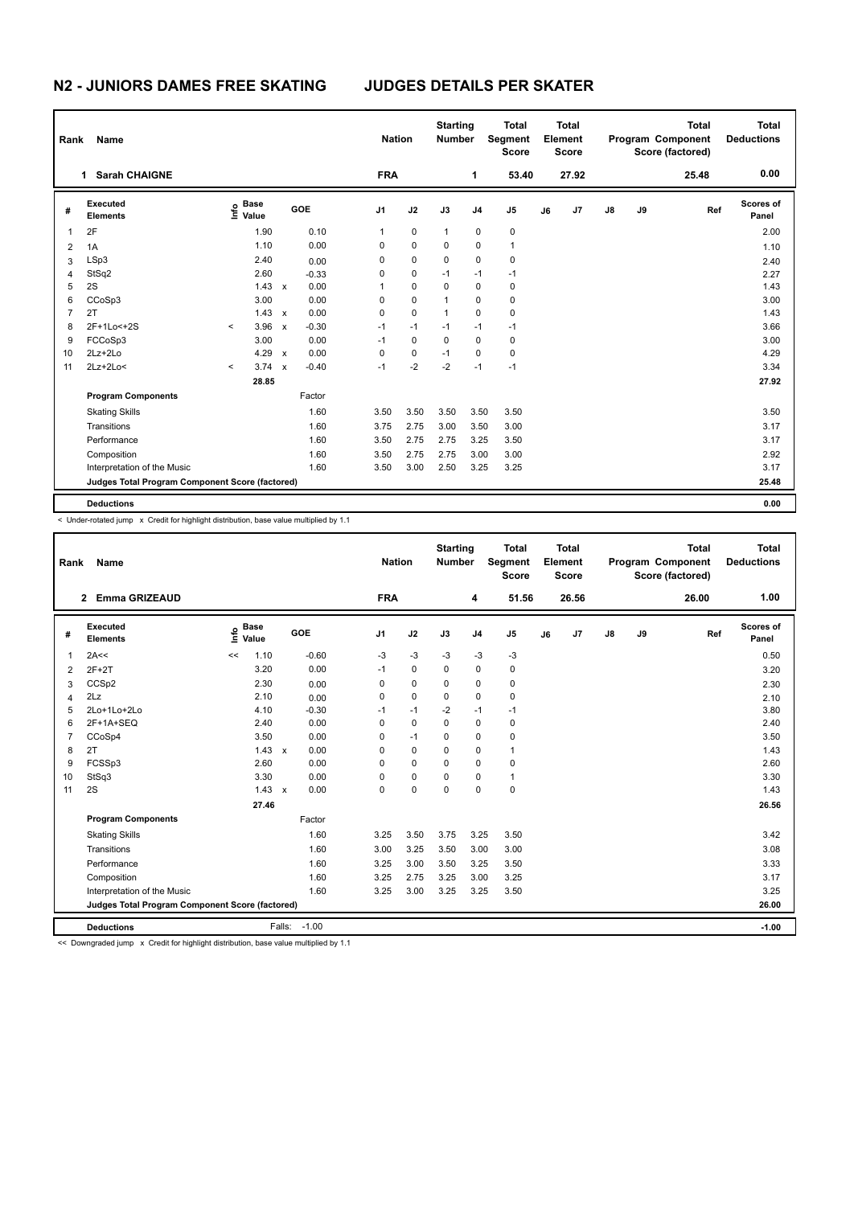# N2 - JUNIORS DAMES FREE SKATING JUDGES DETAILS PER SKATER

| Rank | Name | Nation | Starting Number | Total Segment Score | Total Element Score | Total Program Component Score (factored) | Total Deductions |
|---|---|---|---|---|---|---|---|
| 1 | Sarah CHAIGNE | FRA | 1 | 53.40 | 27.92 | 25.48 | 0.00 |

| # | Executed Elements | Info | Base Value | | GOE | J1 | J2 | J3 | J4 | J5 | J6 | J7 | J8 | J9 | Ref | Scores of Panel |
|---|---|---|---|---|---|---|---|---|---|---|---|---|---|---|---|---|
| 1 | 2F | | 1.90 | | 0.10 | 1 | 0 | 1 | 0 | 0 | | | | | | 2.00 |
| 2 | 1A | | 1.10 | | 0.00 | 0 | 0 | 0 | 0 | 1 | | | | | | 1.10 |
| 3 | LSp3 | | 2.40 | | 0.00 | 0 | 0 | 0 | 0 | 0 | | | | | | 2.40 |
| 4 | StSq2 | | 2.60 | | -0.33 | 0 | 0 | -1 | -1 | -1 | | | | | | 2.27 |
| 5 | 2S | | 1.43 | x | 0.00 | 1 | 0 | 0 | 0 | 0 | | | | | | 1.43 |
| 6 | CCoSp3 | | 3.00 | | 0.00 | 0 | 0 | 1 | 0 | 0 | | | | | | 3.00 |
| 7 | 2T | | 1.43 | x | 0.00 | 0 | 0 | 1 | 0 | 0 | | | | | | 1.43 |
| 8 | 2F+1Lo<+2S | < | 3.96 | x | -0.30 | -1 | -1 | -1 | -1 | -1 | | | | | | 3.66 |
| 9 | FCCoSp3 | | 3.00 | | 0.00 | -1 | 0 | 0 | 0 | 0 | | | | | | 3.00 |
| 10 | 2Lz+2Lo | | 4.29 | x | 0.00 | 0 | 0 | -1 | 0 | 0 | | | | | | 4.29 |
| 11 | 2Lz+2Lo< | < | 3.74 | x | -0.40 | -1 | -2 | -2 | -1 | -1 | | | | | | 3.34 |
| | | | 28.85 | | | | | | | | | | | | | 27.92 |
| | **Program Components** | | | | Factor | | | | | | | | | | | |
| | Skating Skills | | | | 1.60 | 3.50 | 3.50 | 3.50 | 3.50 | 3.50 | | | | | | 3.50 |
| | Transitions | | | | 1.60 | 3.75 | 2.75 | 3.00 | 3.50 | 3.00 | | | | | | 3.17 |
| | Performance | | | | 1.60 | 3.50 | 2.75 | 2.75 | 3.25 | 3.50 | | | | | | 3.17 |
| | Composition | | | | 1.60 | 3.50 | 2.75 | 2.75 | 3.00 | 3.00 | | | | | | 2.92 |
| | Interpretation of the Music | | | | 1.60 | 3.50 | 3.00 | 2.50 | 3.25 | 3.25 | | | | | | 3.17 |
| | **Judges Total Program Component Score (factored)** | | | | | | | | | | | | | | | 25.48 |
| | **Deductions** | | | | | | | | | | | | | | | 0.00 |

< Under-rotated jump x Credit for highlight distribution, base value multiplied by 1.1

| Rank | Name | Nation | Starting Number | Total Segment Score | Total Element Score | Total Program Component Score (factored) | Total Deductions |
|---|---|---|---|---|---|---|---|
| 2 | Emma GRIZEAUD | FRA | 4 | 51.56 | 26.56 | 26.00 | 1.00 |

| # | Executed Elements | Info | Base Value | | GOE | J1 | J2 | J3 | J4 | J5 | J6 | J7 | J8 | J9 | Ref | Scores of Panel |
|---|---|---|---|---|---|---|---|---|---|---|---|---|---|---|---|---|
| 1 | 2A<< | << | 1.10 | | -0.60 | -3 | -3 | -3 | -3 | -3 | | | | | | 0.50 |
| 2 | 2F+2T | | 3.20 | | 0.00 | -1 | 0 | 0 | 0 | 0 | | | | | | 3.20 |
| 3 | CCSp2 | | 2.30 | | 0.00 | 0 | 0 | 0 | 0 | 0 | | | | | | 2.30 |
| 4 | 2Lz | | 2.10 | | 0.00 | 0 | 0 | 0 | 0 | 0 | | | | | | 2.10 |
| 5 | 2Lo+1Lo+2Lo | | 4.10 | | -0.30 | -1 | -1 | -2 | -1 | -1 | | | | | | 3.80 |
| 6 | 2F+1A+SEQ | | 2.40 | | 0.00 | 0 | 0 | 0 | 0 | 0 | | | | | | 2.40 |
| 7 | CCoSp4 | | 3.50 | | 0.00 | 0 | -1 | 0 | 0 | 0 | | | | | | 3.50 |
| 8 | 2T | | 1.43 | x | 0.00 | 0 | 0 | 0 | 0 | 1 | | | | | | 1.43 |
| 9 | FCSSp3 | | 2.60 | | 0.00 | 0 | 0 | 0 | 0 | 0 | | | | | | 2.60 |
| 10 | StSq3 | | 3.30 | | 0.00 | 0 | 0 | 0 | 0 | 1 | | | | | | 3.30 |
| 11 | 2S | | 1.43 | x | 0.00 | 0 | 0 | 0 | 0 | 0 | | | | | | 1.43 |
| | | | 27.46 | | | | | | | | | | | | | 26.56 |
| | **Program Components** | | | | Factor | | | | | | | | | | | |
| | Skating Skills | | | | 1.60 | 3.25 | 3.50 | 3.75 | 3.25 | 3.50 | | | | | | 3.42 |
| | Transitions | | | | 1.60 | 3.00 | 3.25 | 3.50 | 3.00 | 3.00 | | | | | | 3.08 |
| | Performance | | | | 1.60 | 3.25 | 3.00 | 3.50 | 3.25 | 3.50 | | | | | | 3.33 |
| | Composition | | | | 1.60 | 3.25 | 2.75 | 3.25 | 3.00 | 3.25 | | | | | | 3.17 |
| | Interpretation of the Music | | | | 1.60 | 3.25 | 3.00 | 3.25 | 3.25 | 3.50 | | | | | | 3.25 |
| | **Judges Total Program Component Score (factored)** | | | | | | | | | | | | | | | 26.00 |
| | **Deductions** | | | Falls: | -1.00 | | | | | | | | | | | -1.00 |

<< Downgraded jump x Credit for highlight distribution, base value multiplied by 1.1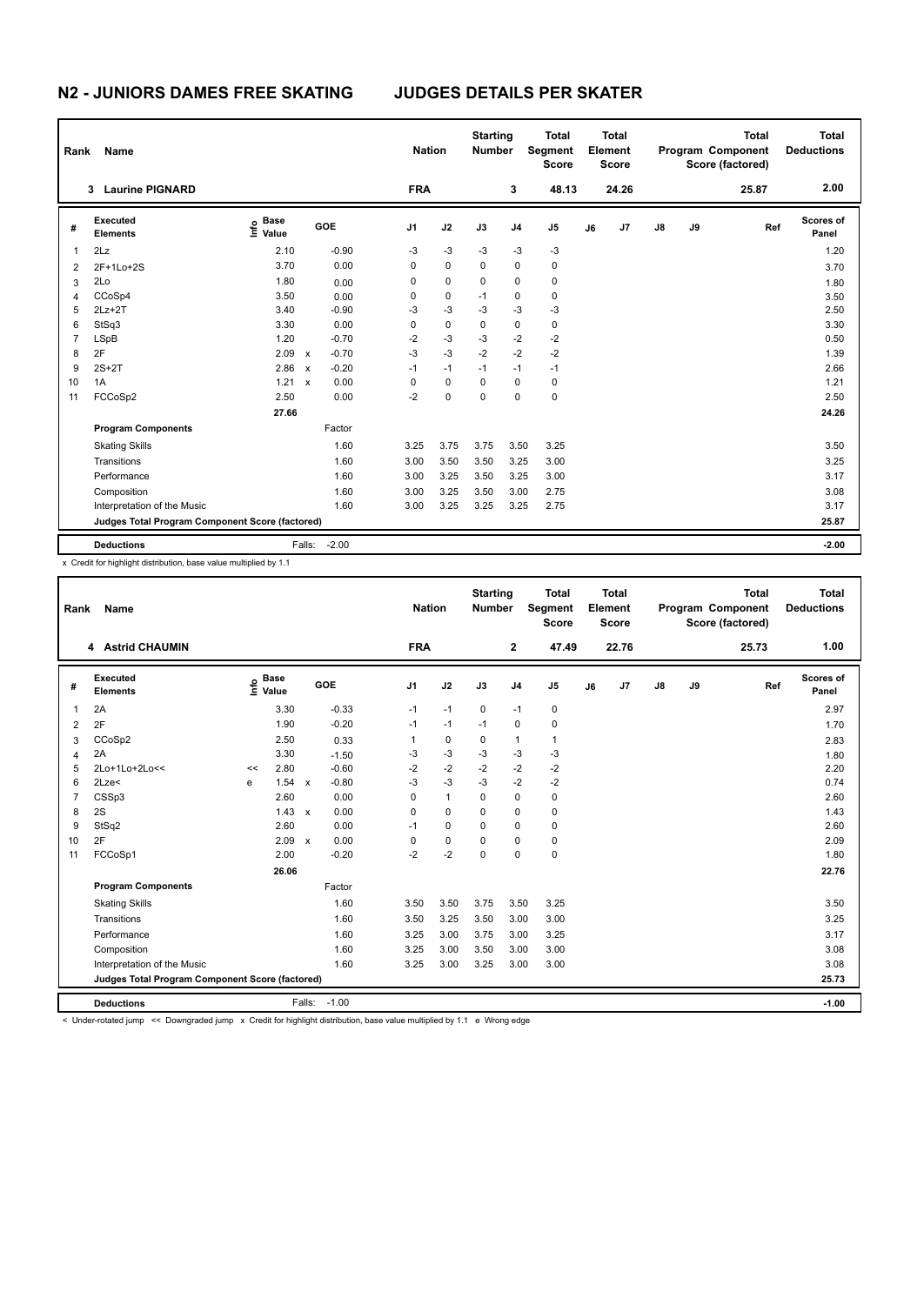# N2 - JUNIORS DAMES FREE SKATING JUDGES DETAILS PER SKATER

| Rank | Name | Nation | Starting Number | Total Segment Score | Total Element Score | Total Program Component Score (factored) | Total Deductions |
|---|---|---|---|---|---|---|---|
| 3 | Laurine PIGNARD | FRA | 3 | 48.13 | 24.26 | 25.87 | 2.00 |

| # | Executed Elements | Info | Base Value | | GOE | J1 | J2 | J3 | J4 | J5 | J6 | J7 | J8 | J9 | Ref | Scores of Panel |
|---|---|---|---|---|---|---|---|---|---|---|---|---|---|---|---|---|
| 1 | 2Lz | | 2.10 | | -0.90 | -3 | -3 | -3 | -3 | -3 | | | | | | 1.20 |
| 2 | 2F+1Lo+2S | | 3.70 | | 0.00 | 0 | 0 | 0 | 0 | 0 | | | | | | 3.70 |
| 3 | 2Lo | | 1.80 | | 0.00 | 0 | 0 | 0 | 0 | 0 | | | | | | 1.80 |
| 4 | CCoSp4 | | 3.50 | | 0.00 | 0 | 0 | -1 | 0 | 0 | | | | | | 3.50 |
| 5 | 2Lz+2T | | 3.40 | | -0.90 | -3 | -3 | -3 | -3 | -3 | | | | | | 2.50 |
| 6 | StSq3 | | 3.30 | | 0.00 | 0 | 0 | 0 | 0 | 0 | | | | | | 3.30 |
| 7 | LSpB | | 1.20 | | -0.70 | -2 | -3 | -3 | -2 | -2 | | | | | | 0.50 |
| 8 | 2F | | 2.09 | x | -0.70 | -3 | -3 | -2 | -2 | -2 | | | | | | 1.39 |
| 9 | 2S+2T | | 2.86 | x | -0.20 | -1 | -1 | -1 | -1 | -1 | | | | | | 2.66 |
| 10 | 1A | | 1.21 | x | 0.00 | 0 | 0 | 0 | 0 | 0 | | | | | | 1.21 |
| 11 | FCCoSp2 | | 2.50 | | 0.00 | -2 | 0 | 0 | 0 | 0 | | | | | | 2.50 |
| | | | 27.66 | | | | | | | | | | | | | 24.26 |
| | **Program Components** | | | | Factor | | | | | | | | | | | |
| | Skating Skills | | | | 1.60 | 3.25 | 3.75 | 3.75 | 3.50 | 3.25 | | | | | | 3.50 |
| | Transitions | | | | 1.60 | 3.00 | 3.50 | 3.50 | 3.25 | 3.00 | | | | | | 3.25 |
| | Performance | | | | 1.60 | 3.00 | 3.25 | 3.50 | 3.25 | 3.00 | | | | | | 3.17 |
| | Composition | | | | 1.60 | 3.00 | 3.25 | 3.50 | 3.00 | 2.75 | | | | | | 3.08 |
| | Interpretation of the Music | | | | 1.60 | 3.00 | 3.25 | 3.25 | 3.25 | 2.75 | | | | | | 3.17 |
| | **Judges Total Program Component Score (factored)** | | | | | | | | | | | | | | | 25.87 |
| | **Deductions** | | | Falls: | -2.00 | | | | | | | | | | | -2.00 |

x Credit for highlight distribution, base value multiplied by 1.1

| Rank | Name | Nation | Starting Number | Total Segment Score | Total Element Score | Total Program Component Score (factored) | Total Deductions |
|---|---|---|---|---|---|---|---|
| 4 | Astrid CHAUMIN | FRA | 2 | 47.49 | 22.76 | 25.73 | 1.00 |

| # | Executed Elements | Info | Base Value | | GOE | J1 | J2 | J3 | J4 | J5 | J6 | J7 | J8 | J9 | Ref | Scores of Panel |
|---|---|---|---|---|---|---|---|---|---|---|---|---|---|---|---|---|
| 1 | 2A | | 3.30 | | -0.33 | -1 | -1 | 0 | -1 | 0 | | | | | | 2.97 |
| 2 | 2F | | 1.90 | | -0.20 | -1 | -1 | -1 | 0 | 0 | | | | | | 1.70 |
| 3 | CCoSp2 | | 2.50 | | 0.33 | 1 | 0 | 0 | 1 | 1 | | | | | | 2.83 |
| 4 | 2A | | 3.30 | | -1.50 | -3 | -3 | -3 | -3 | -3 | | | | | | 1.80 |
| 5 | 2Lo+1Lo+2Lo<< | << | 2.80 | | -0.60 | -2 | -2 | -2 | -2 | -2 | | | | | | 2.20 |
| 6 | 2Lze< | e | 1.54 | x | -0.80 | -3 | -3 | -3 | -2 | -2 | | | | | | 0.74 |
| 7 | CSSp3 | | 2.60 | | 0.00 | 0 | 1 | 0 | 0 | 0 | | | | | | 2.60 |
| 8 | 2S | | 1.43 | x | 0.00 | 0 | 0 | 0 | 0 | 0 | | | | | | 1.43 |
| 9 | StSq2 | | 2.60 | | 0.00 | -1 | 0 | 0 | 0 | 0 | | | | | | 2.60 |
| 10 | 2F | | 2.09 | x | 0.00 | 0 | 0 | 0 | 0 | 0 | | | | | | 2.09 |
| 11 | FCCoSp1 | | 2.00 | | -0.20 | -2 | -2 | 0 | 0 | 0 | | | | | | 1.80 |
| | | | 26.06 | | | | | | | | | | | | | 22.76 |
| | **Program Components** | | | | Factor | | | | | | | | | | | |
| | Skating Skills | | | | 1.60 | 3.50 | 3.50 | 3.75 | 3.50 | 3.25 | | | | | | 3.50 |
| | Transitions | | | | 1.60 | 3.50 | 3.25 | 3.50 | 3.00 | 3.00 | | | | | | 3.25 |
| | Performance | | | | 1.60 | 3.25 | 3.00 | 3.75 | 3.00 | 3.25 | | | | | | 3.17 |
| | Composition | | | | 1.60 | 3.25 | 3.00 | 3.50 | 3.00 | 3.00 | | | | | | 3.08 |
| | Interpretation of the Music | | | | 1.60 | 3.25 | 3.00 | 3.25 | 3.00 | 3.00 | | | | | | 3.08 |
| | **Judges Total Program Component Score (factored)** | | | | | | | | | | | | | | | 25.73 |
| | **Deductions** | | | Falls: | -1.00 | | | | | | | | | | | -1.00 |

< Under-rotated jump << Downgraded jump x Credit for highlight distribution, base value multiplied by 1.1 e Wrong edge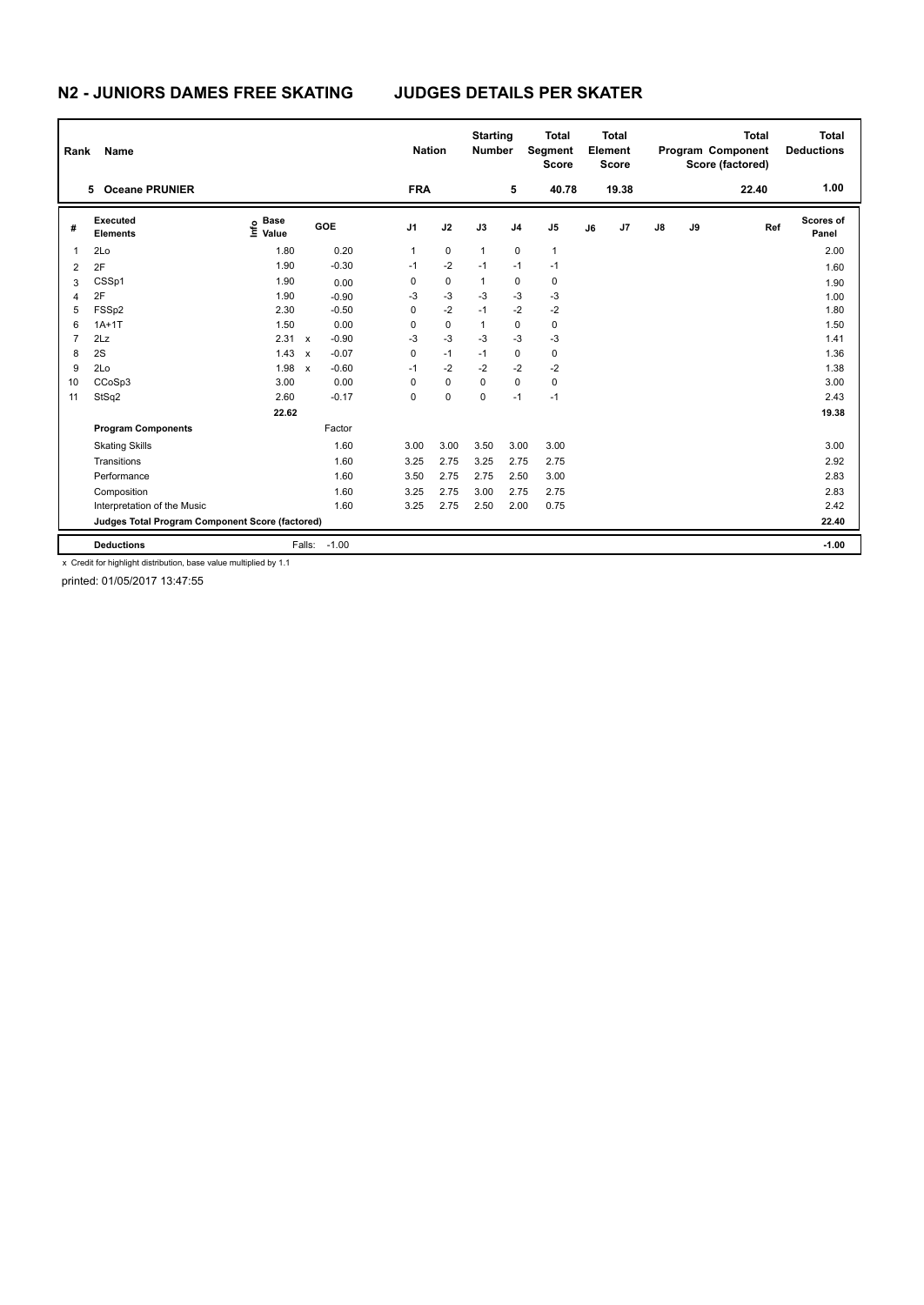# N2 - JUNIORS DAMES FREE SKATING　　JUDGES DETAILS PER SKATER

| Rank | Name | Nation | Starting Number | Total Segment Score | Total Element Score | Total Program Component Score (factored) | Total Deductions |
|---|---|---|---|---|---|---|---|
| 5 | Oceane PRUNIER | FRA | 5 | 40.78 | 19.38 | 22.40 | 1.00 |

| # | Executed Elements | Info | Base Value | | GOE | J1 | J2 | J3 | J4 | J5 | J6 | J7 | J8 | J9 | Ref | Scores of Panel |
|---|---|---|---|---|---|---|---|---|---|---|---|---|---|---|---|---|
| 1 | 2Lo | | 1.80 | | 0.20 | 1 | 0 | 1 | 0 | 1 | | | | | | 2.00 |
| 2 | 2F | | 1.90 | | -0.30 | -1 | -2 | -1 | -1 | -1 | | | | | | 1.60 |
| 3 | CSSp1 | | 1.90 | | 0.00 | 0 | 0 | 1 | 0 | 0 | | | | | | 1.90 |
| 4 | 2F | | 1.90 | | -0.90 | -3 | -3 | -3 | -3 | -3 | | | | | | 1.00 |
| 5 | FSSp2 | | 2.30 | | -0.50 | 0 | -2 | -1 | -2 | -2 | | | | | | 1.80 |
| 6 | 1A+1T | | 1.50 | | 0.00 | 0 | 0 | 1 | 0 | 0 | | | | | | 1.50 |
| 7 | 2Lz | | 2.31 | x | -0.90 | -3 | -3 | -3 | -3 | -3 | | | | | | 1.41 |
| 8 | 2S | | 1.43 | x | -0.07 | 0 | -1 | -1 | 0 | 0 | | | | | | 1.36 |
| 9 | 2Lo | | 1.98 | x | -0.60 | -1 | -2 | -2 | -2 | -2 | | | | | | 1.38 |
| 10 | CCoSp3 | | 3.00 | | 0.00 | 0 | 0 | 0 | 0 | 0 | | | | | | 3.00 |
| 11 | StSq2 | | 2.60 | | -0.17 | 0 | 0 | 0 | -1 | -1 | | | | | | 2.43 |
| | | | 22.62 | | | | | | | | | | | | | 19.38 |
| | **Program Components** | | | | Factor | | | | | | | | | | | |
| | Skating Skills | | | | 1.60 | 3.00 | 3.00 | 3.50 | 3.00 | 3.00 | | | | | | 3.00 |
| | Transitions | | | | 1.60 | 3.25 | 2.75 | 3.25 | 2.75 | 2.75 | | | | | | 2.92 |
| | Performance | | | | 1.60 | 3.50 | 2.75 | 2.75 | 2.50 | 3.00 | | | | | | 2.83 |
| | Composition | | | | 1.60 | 3.25 | 2.75 | 3.00 | 2.75 | 2.75 | | | | | | 2.83 |
| | Interpretation of the Music | | | | 1.60 | 3.25 | 2.75 | 2.50 | 2.00 | 0.75 | | | | | | 2.42 |
| | **Judges Total Program Component Score (factored)** | | | | | | | | | | | | | | | 22.40 |
| | **Deductions** | | | Falls: | -1.00 | | | | | | | | | | | -1.00 |

x Credit for highlight distribution, base value multiplied by 1.1

printed: 01/05/2017 13:47:55